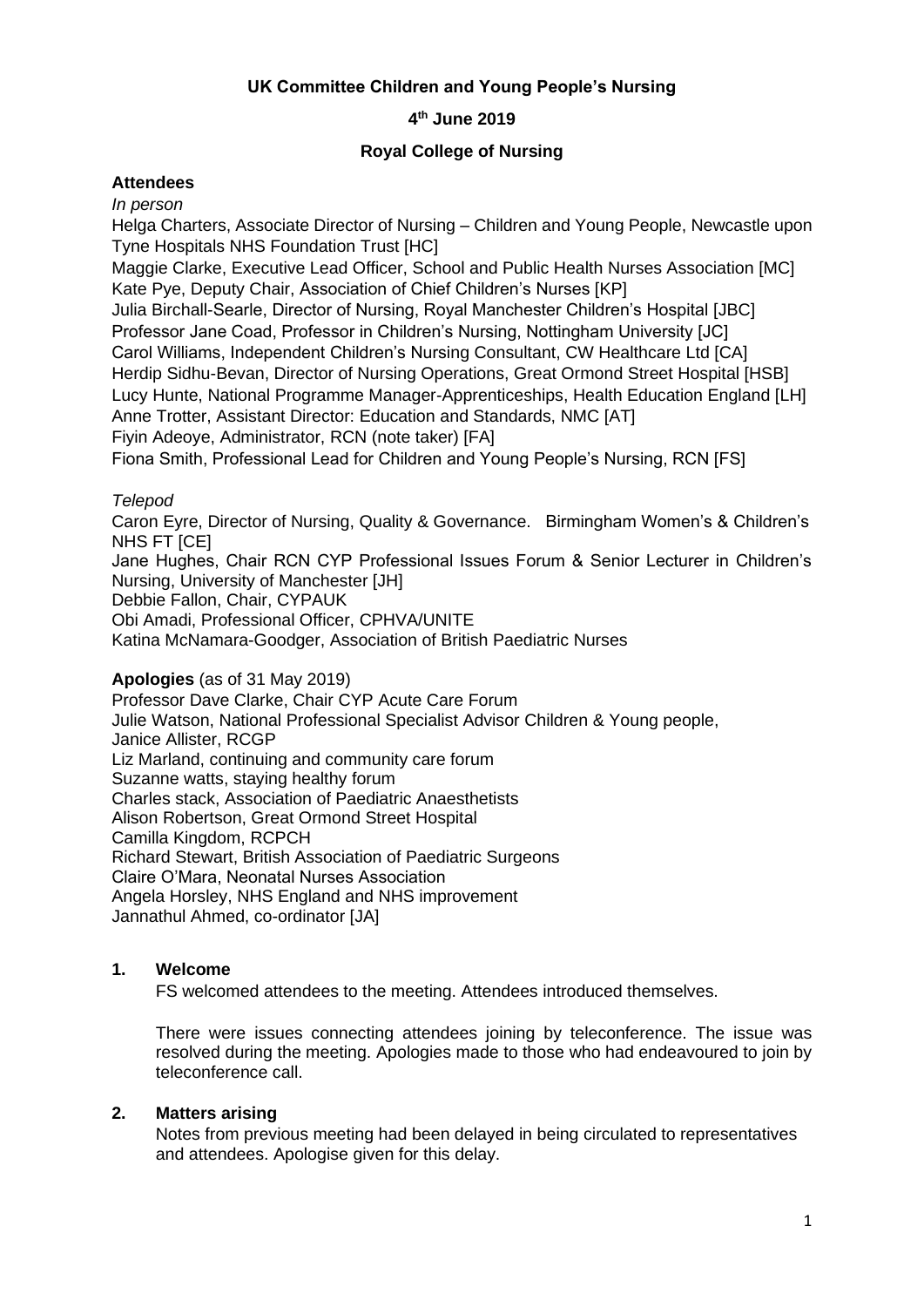**UK Committee Children and Young People's Nursing**

**4th June 2019**

**Royal College of Nursing**

**Attendees**

*In person*

Helga Charters, Associate Director of Nursing – Children and Young People, Newcastle upon Tyne Hospitals NHS Foundation Trust [HC]
Maggie Clarke, Executive Lead Officer, School and Public Health Nurses Association [MC]
Kate Pye, Deputy Chair, Association of Chief Children's Nurses [KP]
Julia Birchall-Searle, Director of Nursing, Royal Manchester Children's Hospital [JBC]
Professor Jane Coad, Professor in Children's Nursing, Nottingham University [JC]
Carol Williams, Independent Children's Nursing Consultant, CW Healthcare Ltd [CA]
Herdip Sidhu-Bevan, Director of Nursing Operations, Great Ormond Street Hospital [HSB]
Lucy Hunte, National Programme Manager-Apprenticeships, Health Education England [LH]
Anne Trotter, Assistant Director: Education and Standards, NMC [AT]
Fiyin Adeoye, Administrator, RCN (note taker) [FA]
Fiona Smith, Professional Lead for Children and Young People's Nursing, RCN [FS]

*Telepod*

Caron Eyre, Director of Nursing, Quality & Governance. Birmingham Women's & Children's NHS FT [CE]
Jane Hughes, Chair RCN CYP Professional Issues Forum & Senior Lecturer in Children's Nursing, University of Manchester [JH]
Debbie Fallon, Chair, CYPAUK
Obi Amadi, Professional Officer, CPHVA/UNITE
Katina McNamara-Goodger, Association of British Paediatric Nurses

**Apologies** (as of 31 May 2019)

Professor Dave Clarke, Chair CYP Acute Care Forum
Julie Watson, National Professional Specialist Advisor Children & Young people,
Janice Allister, RCGP
Liz Marland, continuing and community care forum
Suzanne watts, staying healthy forum
Charles stack, Association of Paediatric Anaesthetists
Alison Robertson, Great Ormond Street Hospital
Camilla Kingdom, RCPCH
Richard Stewart, British Association of Paediatric Surgeons
Claire O'Mara, Neonatal Nurses Association
Angela Horsley, NHS England and NHS improvement
Jannathul Ahmed, co-ordinator [JA]

## 1. Welcome

FS welcomed attendees to the meeting. Attendees introduced themselves.

There were issues connecting attendees joining by teleconference. The issue was resolved during the meeting. Apologies made to those who had endeavoured to join by teleconference call.

## 2. Matters arising

Notes from previous meeting had been delayed in being circulated to representatives and attendees. Apologise given for this delay.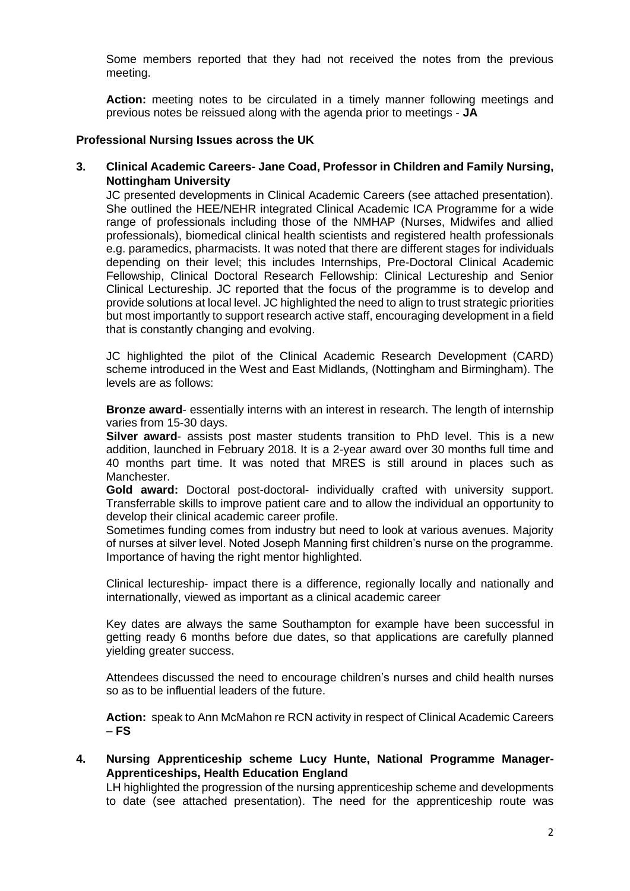Some members reported that they had not received the notes from the previous meeting.

**Action:** meeting notes to be circulated in a timely manner following meetings and previous notes be reissued along with the agenda prior to meetings - **JA**

## Professional Nursing Issues across the UK

**3. Clinical Academic Careers- Jane Coad, Professor in Children and Family Nursing, Nottingham University**

JC presented developments in Clinical Academic Careers (see attached presentation). She outlined the HEE/NEHR integrated Clinical Academic ICA Programme for a wide range of professionals including those of the NMHAP (Nurses, Midwifes and allied professionals), biomedical clinical health scientists and registered health professionals e.g. paramedics, pharmacists. It was noted that there are different stages for individuals depending on their level; this includes Internships, Pre-Doctoral Clinical Academic Fellowship, Clinical Doctoral Research Fellowship: Clinical Lectureship and Senior Clinical Lectureship. JC reported that the focus of the programme is to develop and provide solutions at local level. JC highlighted the need to align to trust strategic priorities but most importantly to support research active staff, encouraging development in a field that is constantly changing and evolving.

JC highlighted the pilot of the Clinical Academic Research Development (CARD) scheme introduced in the West and East Midlands, (Nottingham and Birmingham). The levels are as follows:

**Bronze award**- essentially interns with an interest in research. The length of internship varies from 15-30 days.
**Silver award**- assists post master students transition to PhD level. This is a new addition, launched in February 2018. It is a 2-year award over 30 months full time and 40 months part time. It was noted that MRES is still around in places such as Manchester.
**Gold award:** Doctoral post-doctoral- individually crafted with university support. Transferrable skills to improve patient care and to allow the individual an opportunity to develop their clinical academic career profile.
Sometimes funding comes from industry but need to look at various avenues. Majority of nurses at silver level. Noted Joseph Manning first children's nurse on the programme. Importance of having the right mentor highlighted.

Clinical lectureship- impact there is a difference, regionally locally and nationally and internationally, viewed as important as a clinical academic career

Key dates are always the same Southampton for example have been successful in getting ready 6 months before due dates, so that applications are carefully planned yielding greater success.

Attendees discussed the need to encourage children's nurses and child health nurses so as to be influential leaders of the future.

**Action:** speak to Ann McMahon re RCN activity in respect of Clinical Academic Careers – **FS**

**4. Nursing Apprenticeship scheme Lucy Hunte, National Programme Manager- Apprenticeships, Health Education England**

LH highlighted the progression of the nursing apprenticeship scheme and developments to date (see attached presentation). The need for the apprenticeship route was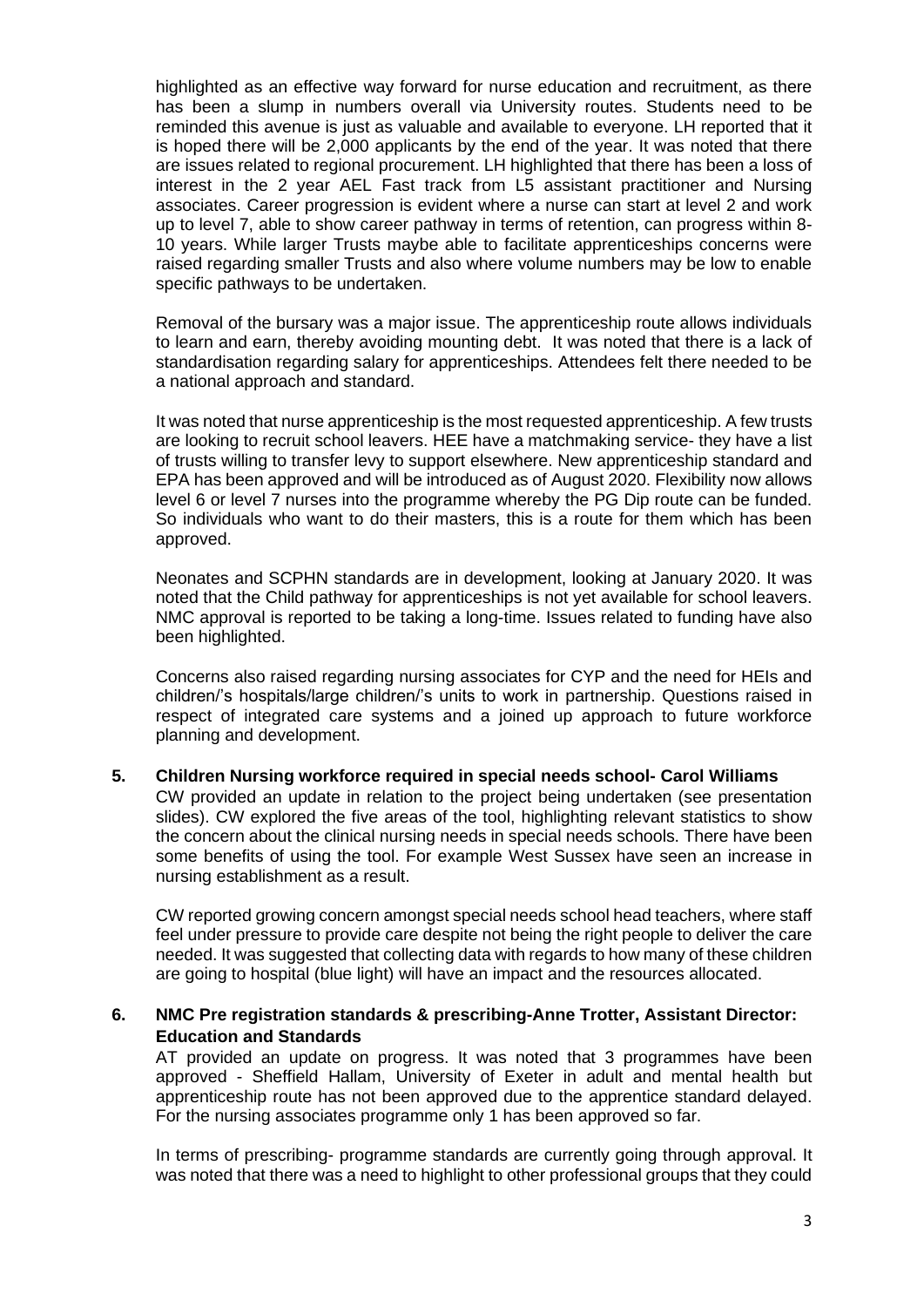highlighted as an effective way forward for nurse education and recruitment, as there has been a slump in numbers overall via University routes. Students need to be reminded this avenue is just as valuable and available to everyone. LH reported that it is hoped there will be 2,000 applicants by the end of the year. It was noted that there are issues related to regional procurement. LH highlighted that there has been a loss of interest in the 2 year AEL Fast track from L5 assistant practitioner and Nursing associates. Career progression is evident where a nurse can start at level 2 and work up to level 7, able to show career pathway in terms of retention, can progress within 8-10 years. While larger Trusts maybe able to facilitate apprenticeships concerns were raised regarding smaller Trusts and also where volume numbers may be low to enable specific pathways to be undertaken.

Removal of the bursary was a major issue. The apprenticeship route allows individuals to learn and earn, thereby avoiding mounting debt. It was noted that there is a lack of standardisation regarding salary for apprenticeships. Attendees felt there needed to be a national approach and standard.

It was noted that nurse apprenticeship is the most requested apprenticeship. A few trusts are looking to recruit school leavers. HEE have a matchmaking service- they have a list of trusts willing to transfer levy to support elsewhere. New apprenticeship standard and EPA has been approved and will be introduced as of August 2020. Flexibility now allows level 6 or level 7 nurses into the programme whereby the PG Dip route can be funded. So individuals who want to do their masters, this is a route for them which has been approved.

Neonates and SCPHN standards are in development, looking at January 2020. It was noted that the Child pathway for apprenticeships is not yet available for school leavers. NMC approval is reported to be taking a long-time. Issues related to funding have also been highlighted.

Concerns also raised regarding nursing associates for CYP and the need for HEIs and children/'s hospitals/large children/'s units to work in partnership. Questions raised in respect of integrated care systems and a joined up approach to future workforce planning and development.

**5. Children Nursing workforce required in special needs school- Carol Williams**

CW provided an update in relation to the project being undertaken (see presentation slides). CW explored the five areas of the tool, highlighting relevant statistics to show the concern about the clinical nursing needs in special needs schools. There have been some benefits of using the tool. For example West Sussex have seen an increase in nursing establishment as a result.

CW reported growing concern amongst special needs school head teachers, where staff feel under pressure to provide care despite not being the right people to deliver the care needed. It was suggested that collecting data with regards to how many of these children are going to hospital (blue light) will have an impact and the resources allocated.

**6. NMC Pre registration standards & prescribing-Anne Trotter, Assistant Director: Education and Standards**

AT provided an update on progress. It was noted that 3 programmes have been approved - Sheffield Hallam, University of Exeter in adult and mental health but apprenticeship route has not been approved due to the apprentice standard delayed. For the nursing associates programme only 1 has been approved so far.

In terms of prescribing- programme standards are currently going through approval. It was noted that there was a need to highlight to other professional groups that they could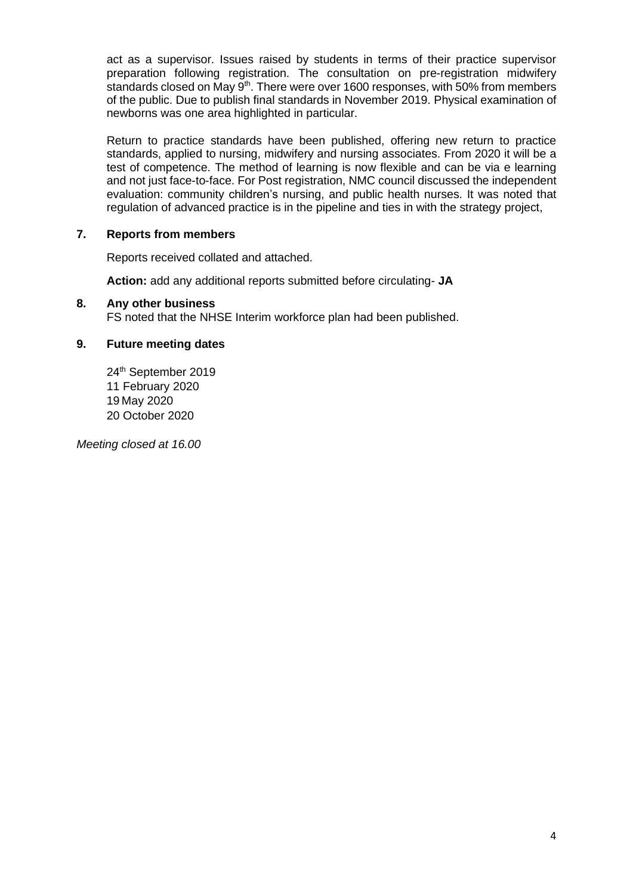act as a supervisor. Issues raised by students in terms of their practice supervisor preparation following registration. The consultation on pre-registration midwifery standards closed on May 9th. There were over 1600 responses, with 50% from members of the public. Due to publish final standards in November 2019. Physical examination of newborns was one area highlighted in particular.

Return to practice standards have been published, offering new return to practice standards, applied to nursing, midwifery and nursing associates. From 2020 it will be a test of competence. The method of learning is now flexible and can be via e learning and not just face-to-face. For Post registration, NMC council discussed the independent evaluation: community children's nursing, and public health nurses. It was noted that regulation of advanced practice is in the pipeline and ties in with the strategy project,

## 7. Reports from members

Reports received collated and attached.

**Action:** add any additional reports submitted before circulating- **JA**

## 8. Any other business

FS noted that the NHSE Interim workforce plan had been published.

## 9. Future meeting dates

24th September 2019
11 February 2020
19 May 2020
20 October 2020

*Meeting closed at 16.00*